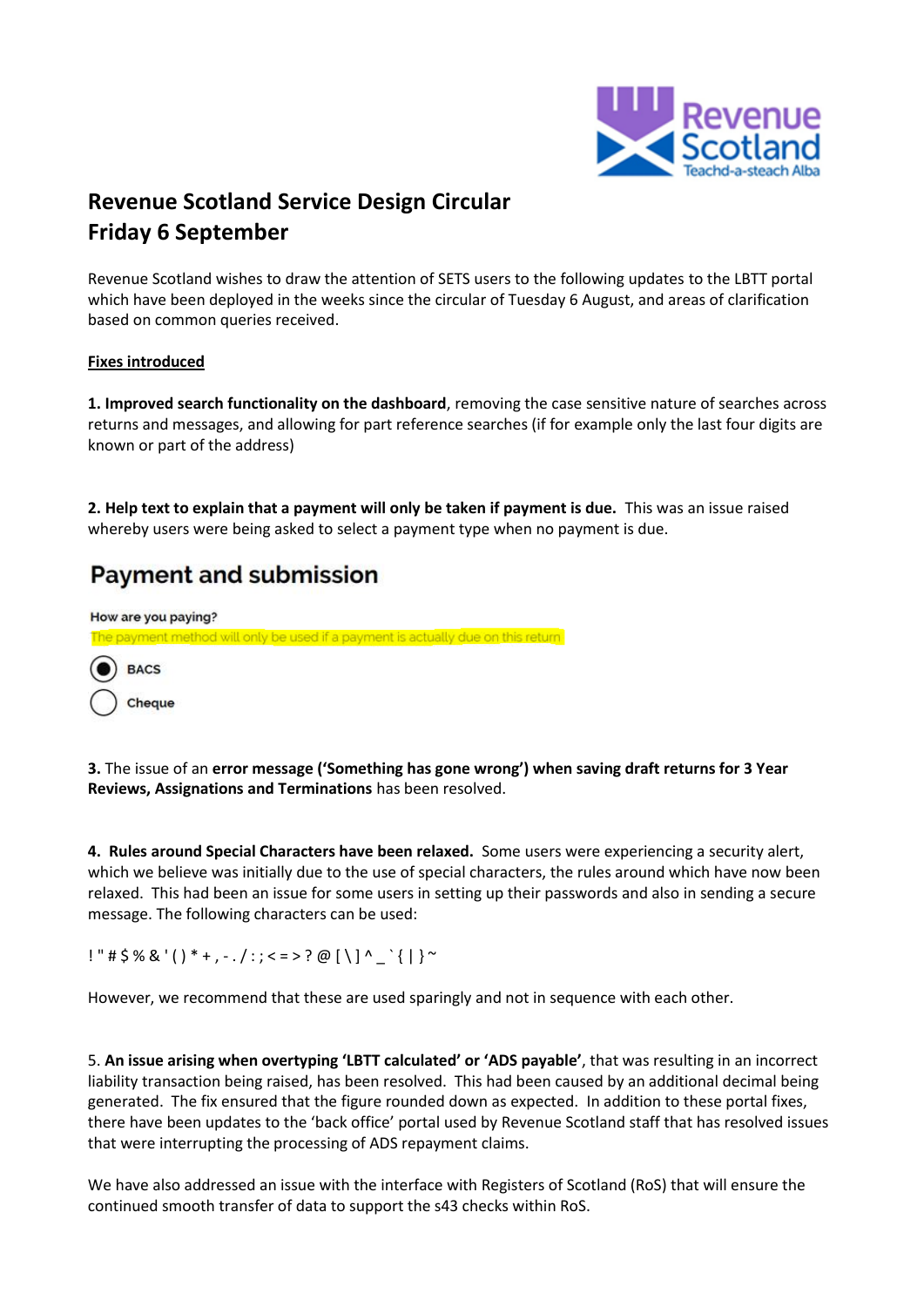# Revenue Scotland Service Design Circular
# Friday 6 September

Revenue Scotland wishes to draw the attention of SETS users to the following updates to the LBTT portal which have been deployed in the weeks since the circular of Tuesday 6 August, and areas of clarification based on common queries received.

**Fixes introduced**

**1. Improved search functionality on the dashboard**, removing the case sensitive nature of searches across returns and messages, and allowing for part reference searches (if for example only the last four digits are known or part of the address)

**2. Help text to explain that a payment will only be taken if payment is due.** This was an issue raised whereby users were being asked to select a payment type when no payment is due.

## Payment and submission

How are you paying?

The payment method will only be used if a payment is actually due on this return

- (•) BACS
- ( ) Cheque

**3.** The issue of an **error message ('Something has gone wrong') when saving draft returns for 3 Year Reviews, Assignations and Terminations** has been resolved.

**4. Rules around Special Characters have been relaxed.** Some users were experiencing a security alert, which we believe was initially due to the use of special characters, the rules around which have now been relaxed. This had been an issue for some users in setting up their passwords and also in sending a secure message. The following characters can be used:

! " # $ % & ' ( ) * + , - . / : ; < = > ? @ [ \ ] ^ _ ` { | } ~

However, we recommend that these are used sparingly and not in sequence with each other.

5. **An issue arising when overtyping 'LBTT calculated' or 'ADS payable'**, that was resulting in an incorrect liability transaction being raised, has been resolved. This had been caused by an additional decimal being generated. The fix ensured that the figure rounded down as expected. In addition to these portal fixes, there have been updates to the 'back office' portal used by Revenue Scotland staff that has resolved issues that were interrupting the processing of ADS repayment claims.

We have also addressed an issue with the interface with Registers of Scotland (RoS) that will ensure the continued smooth transfer of data to support the s43 checks within RoS.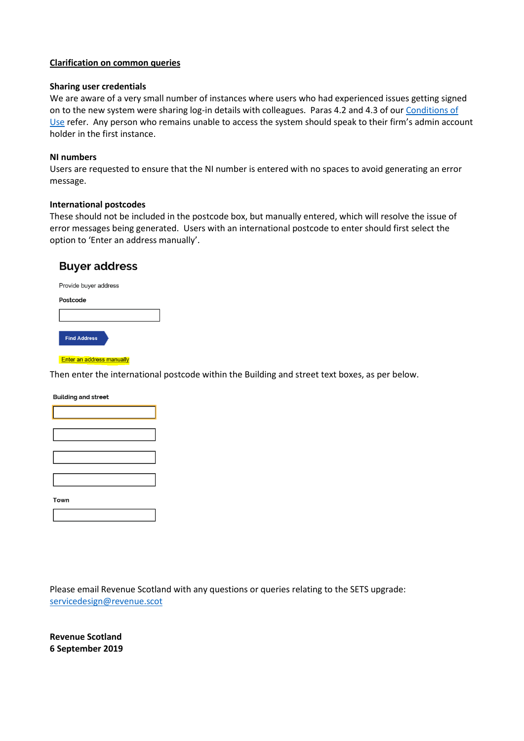## Clarification on common queries

**Sharing user credentials**
We are aware of a very small number of instances where users who had experienced issues getting signed on to the new system were sharing log-in details with colleagues. Paras 4.2 and 4.3 of our Conditions of Use refer. Any person who remains unable to access the system should speak to their firm's admin account holder in the first instance.

**NI numbers**
Users are requested to ensure that the NI number is entered with no spaces to avoid generating an error message.

**International postcodes**
These should not be included in the postcode box, but manually entered, which will resolve the issue of error messages being generated. Users with an international postcode to enter should first select the option to 'Enter an address manually'.

Buyer address

Provide buyer address

Postcode

Find Address

Enter an address manually

Then enter the international postcode within the Building and street text boxes, as per below.

Building and street

Town

Please email Revenue Scotland with any questions or queries relating to the SETS upgrade: servicedesign@revenue.scot

**Revenue Scotland**
**6 September 2019**